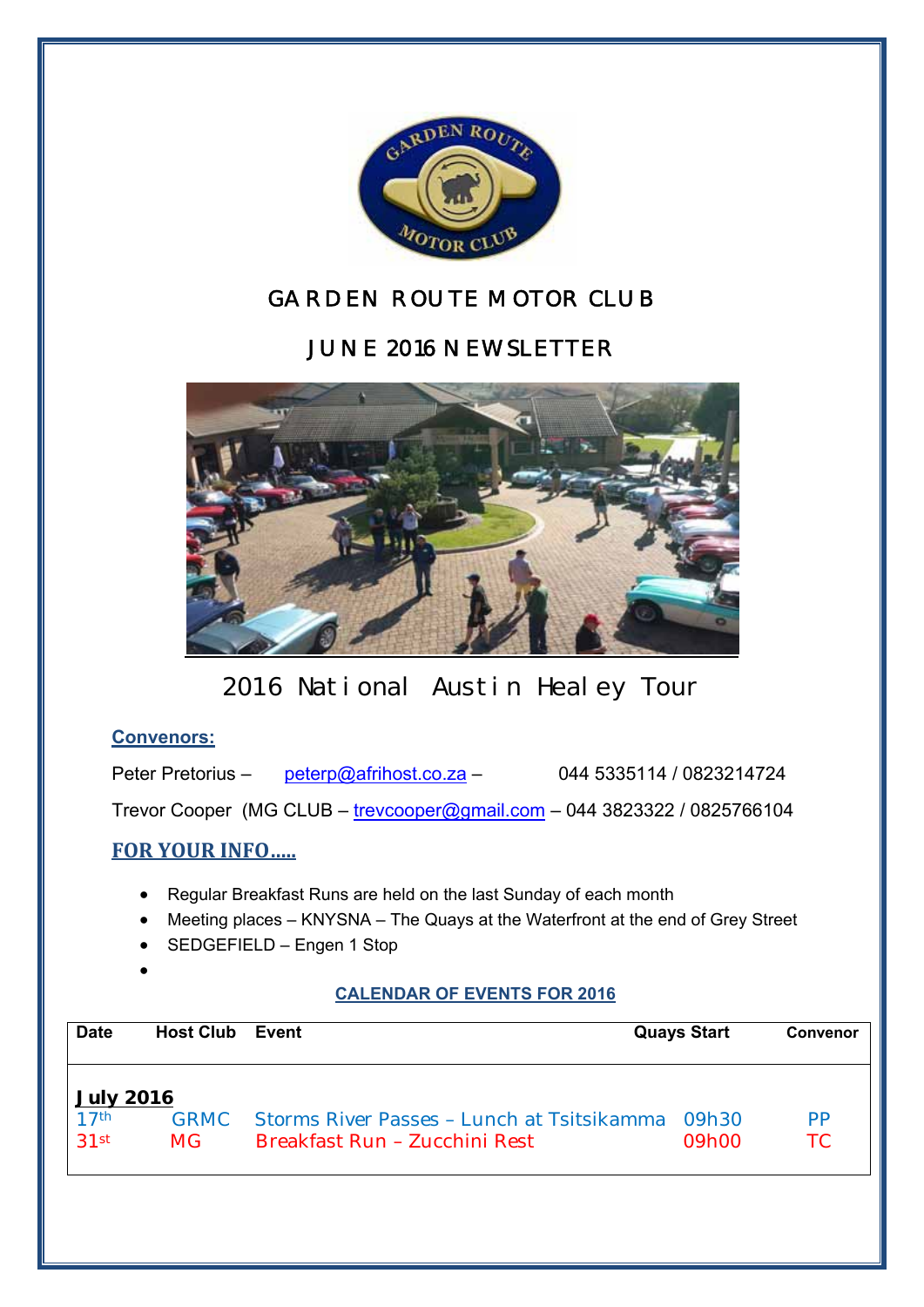# GARDEN ROUTE MOTOR CLUB

## JUNE 2016 NEWSLETTER

2016 National Austin Healey Tour

**Convenors:**

Peter Pretorius – peterp@afrihost.co.za – 044 5335114 / 0823214724

Trevor Cooper (MG CLUB – trevcooper@gmail.com – 044 3823322 / 0825766104

**FOR YOUR INFO.....**

- Regular Breakfast Runs are held on the last Sunday of each month
- Meeting places – KNYSNA – The Quays at the Waterfront at the end of Grey Street
- SEDGEFIELD – Engen 1 Stop

**CALENDAR OF EVENTS FOR 2016**

| Date | Host Club | Event | Quays Start | Convenor |
|---|---|---|---|---|
| **July 2016** | | | | |
| 17th | GRMC | Storms River Passes – Lunch at Tsitsikamma | 09h30 | PP |
| 31st | MG | Breakfast Run – Zucchini Rest | 09h00 | TC |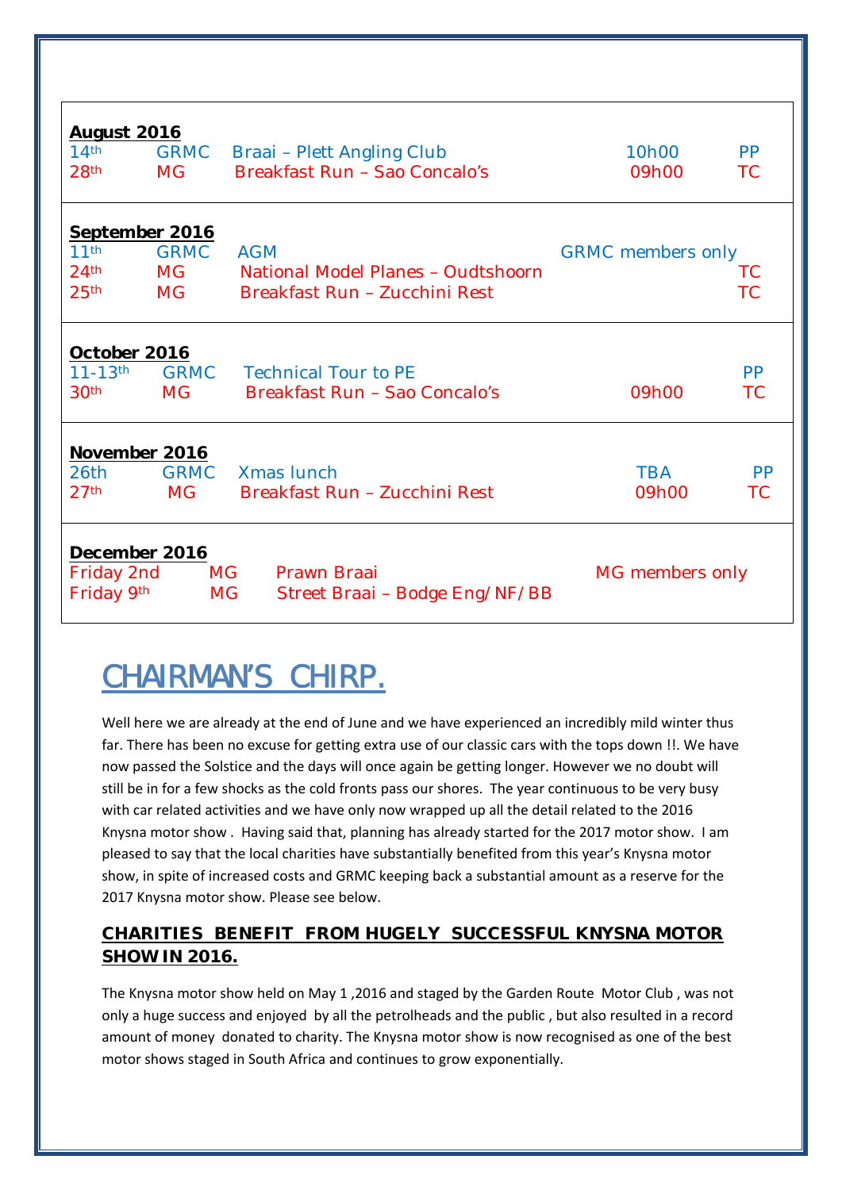| Date | Club | Event | Time | Contact |
|---|---|---|---|---|
| **August 2016** | | | | |
| 14th | GRMC | Braai – Plett Angling Club | 10h00 | PP |
| 28th | MG | Breakfast Run – Sao Concalo's | 09h00 | TC |
| **September 2016** | | | | |
| 11th | GRMC | AGM | GRMC members only | |
| 24th | MG | National Model Planes – Oudtshoorn | | TC |
| 25th | MG | Breakfast Run – Zucchini Rest | | TC |
| **October 2016** | | | | |
| 11-13th | GRMC | Technical Tour to PE | | PP |
| 30th | MG | Breakfast Run – Sao Concalo's | 09h00 | TC |
| **November 2016** | | | | |
| 26th | GRMC | Xmas lunch | TBA | PP |
| 27th | MG | Breakfast Run – Zucchini Rest | 09h00 | TC |
| **December 2016** | | | | |
| Friday 2nd | MG | Prawn Braai | MG members only | |
| Friday 9th | MG | Street Braai – Bodge Eng/NF/BB | | |

# CHAIRMAN'S CHIRP.

Well here we are already at the end of June and we have experienced an incredibly mild winter thus far. There has been no excuse for getting extra use of our classic cars with the tops down !!. We have now passed the Solstice and the days will once again be getting longer. However we no doubt will still be in for a few shocks as the cold fronts pass our shores. The year continuous to be very busy with car related activities and we have only now wrapped up all the detail related to the 2016 Knysna motor show . Having said that, planning has already started for the 2017 motor show. I am pleased to say that the local charities have substantially benefited from this year's Knysna motor show, in spite of increased costs and GRMC keeping back a substantial amount as a reserve for the 2017 Knysna motor show. Please see below.

## CHARITIES BENEFIT FROM HUGELY SUCCESSFUL KNYSNA MOTOR SHOW IN 2016.

The Knysna motor show held on May 1 ,2016 and staged by the Garden Route Motor Club , was not only a huge success and enjoyed by all the petrolheads and the public , but also resulted in a record amount of money donated to charity. The Knysna motor show is now recognised as one of the best motor shows staged in South Africa and continues to grow exponentially.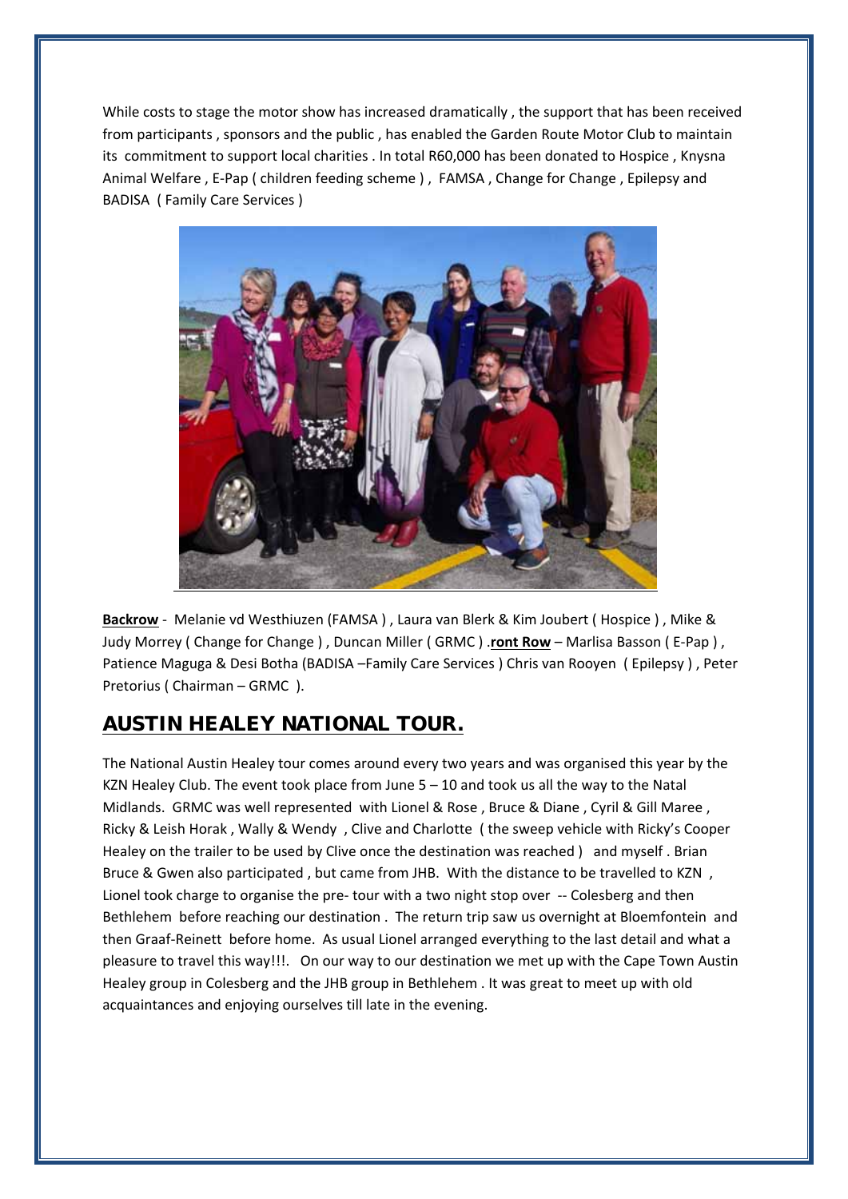While costs to stage the motor show has increased dramatically , the support that has been received from participants , sponsors and the public , has enabled the Garden Route Motor Club to maintain its commitment to support local charities . In total R60,000 has been donated to Hospice , Knysna Animal Welfare , E-Pap ( children feeding scheme ) , FAMSA , Change for Change , Epilepsy and BADISA ( Family Care Services )

**Backrow** - Melanie vd Westhiuzen (FAMSA ) , Laura van Blerk & Kim Joubert ( Hospice ) , Mike & Judy Morrey ( Change for Change ) , Duncan Miller ( GRMC ) .**ront Row** – Marlisa Basson ( E-Pap ) , Patience Maguga & Desi Botha (BADISA –Family Care Services ) Chris van Rooyen ( Epilepsy ) , Peter Pretorius ( Chairman – GRMC ).

## AUSTIN HEALEY NATIONAL TOUR.

The National Austin Healey tour comes around every two years and was organised this year by the KZN Healey Club. The event took place from June 5 – 10 and took us all the way to the Natal Midlands. GRMC was well represented with Lionel & Rose , Bruce & Diane , Cyril & Gill Maree , Ricky & Leish Horak , Wally & Wendy , Clive and Charlotte ( the sweep vehicle with Ricky's Cooper Healey on the trailer to be used by Clive once the destination was reached ) and myself . Brian Bruce & Gwen also participated , but came from JHB. With the distance to be travelled to KZN , Lionel took charge to organise the pre- tour with a two night stop over -- Colesberg and then Bethlehem before reaching our destination . The return trip saw us overnight at Bloemfontein and then Graaf-Reinett before home. As usual Lionel arranged everything to the last detail and what a pleasure to travel this way!!!. On our way to our destination we met up with the Cape Town Austin Healey group in Colesberg and the JHB group in Bethlehem . It was great to meet up with old acquaintances and enjoying ourselves till late in the evening.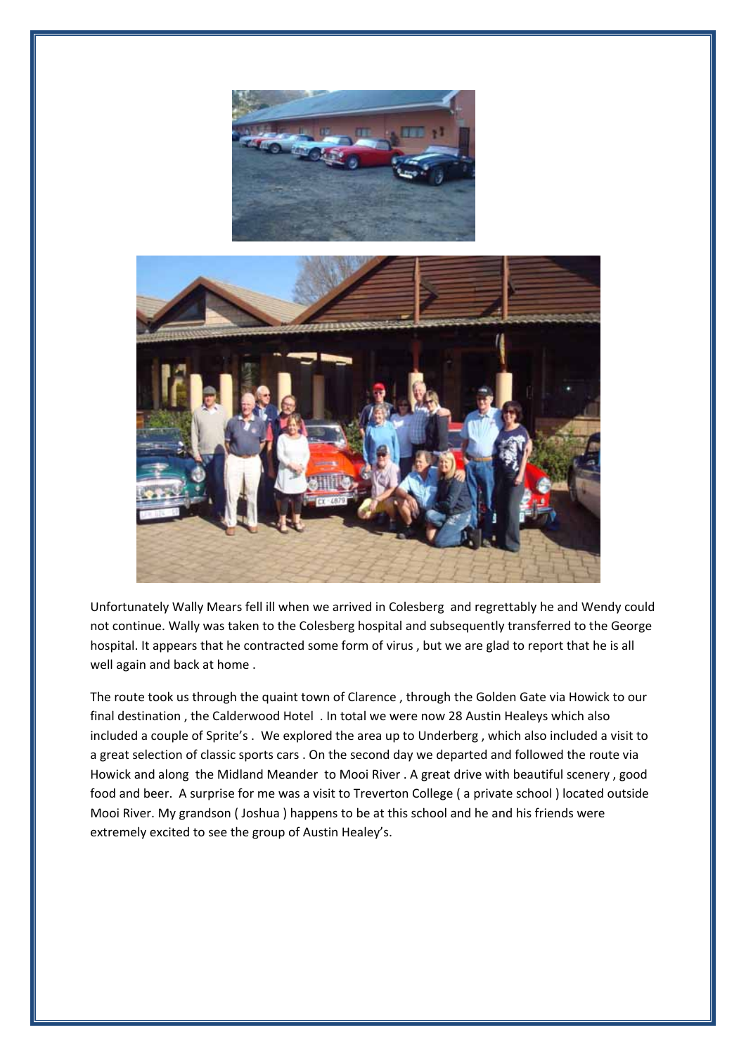Unfortunately Wally Mears fell ill when we arrived in Colesberg and regrettably he and Wendy could not continue. Wally was taken to the Colesberg hospital and subsequently transferred to the George hospital. It appears that he contracted some form of virus , but we are glad to report that he is all well again and back at home .

The route took us through the quaint town of Clarence , through the Golden Gate via Howick to our final destination , the Calderwood Hotel . In total we were now 28 Austin Healeys which also included a couple of Sprite's . We explored the area up to Underberg , which also included a visit to a great selection of classic sports cars . On the second day we departed and followed the route via Howick and along the Midland Meander to Mooi River . A great drive with beautiful scenery , good food and beer. A surprise for me was a visit to Treverton College ( a private school ) located outside Mooi River. My grandson ( Joshua ) happens to be at this school and he and his friends were extremely excited to see the group of Austin Healey's.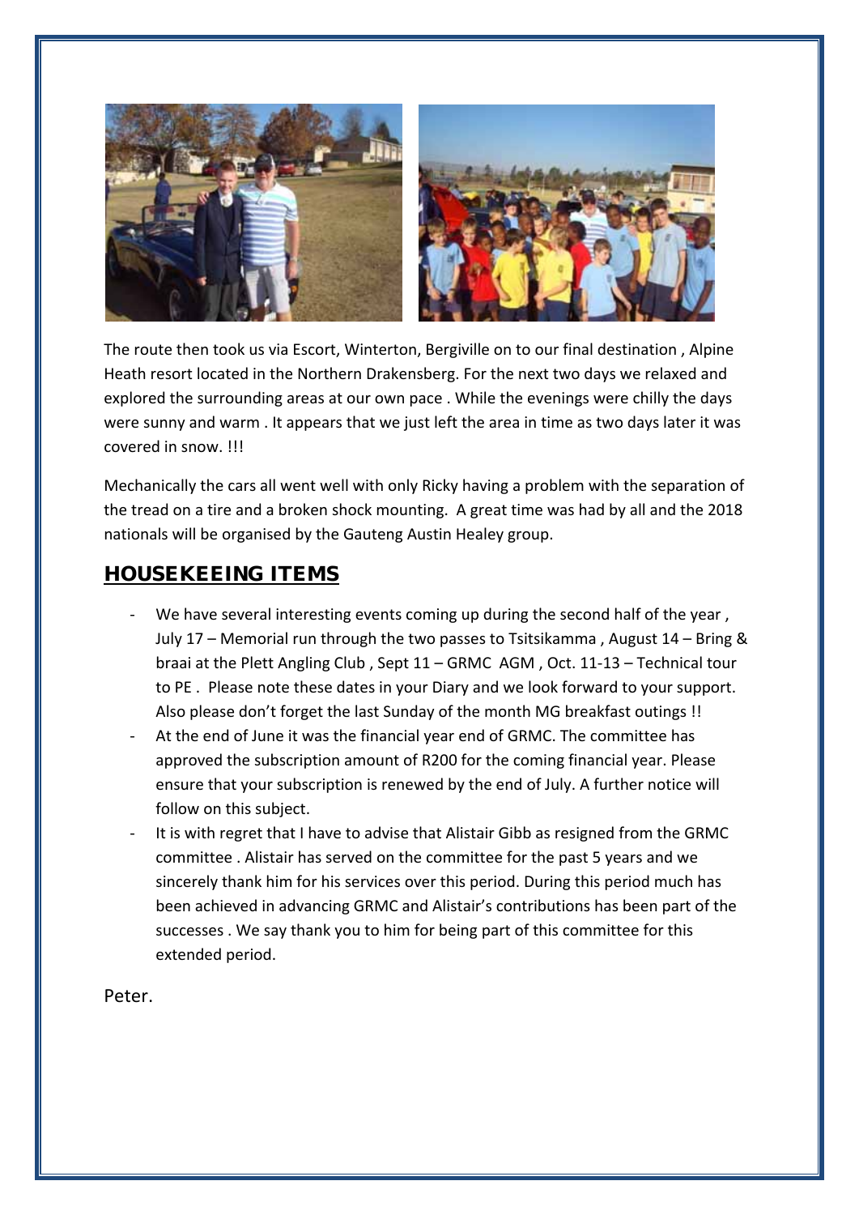The route then took us via Escort, Winterton, Bergiville on to our final destination , Alpine Heath resort located in the Northern Drakensberg. For the next two days we relaxed and explored the surrounding areas at our own pace . While the evenings were chilly the days were sunny and warm . It appears that we just left the area in time as two days later it was covered in snow. !!!

Mechanically the cars all went well with only Ricky having a problem with the separation of the tread on a tire and a broken shock mounting. A great time was had by all and the 2018 nationals will be organised by the Gauteng Austin Healey group.

## HOUSEKEEING ITEMS

- We have several interesting events coming up during the second half of the year , July 17 – Memorial run through the two passes to Tsitsikamma , August 14 – Bring & braai at the Plett Angling Club , Sept 11 – GRMC AGM , Oct. 11-13 – Technical tour to PE . Please note these dates in your Diary and we look forward to your support. Also please don't forget the last Sunday of the month MG breakfast outings !!
- At the end of June it was the financial year end of GRMC. The committee has approved the subscription amount of R200 for the coming financial year. Please ensure that your subscription is renewed by the end of July. A further notice will follow on this subject.
- It is with regret that I have to advise that Alistair Gibb as resigned from the GRMC committee . Alistair has served on the committee for the past 5 years and we sincerely thank him for his services over this period. During this period much has been achieved in advancing GRMC and Alistair's contributions has been part of the successes . We say thank you to him for being part of this committee for this extended period.

Peter.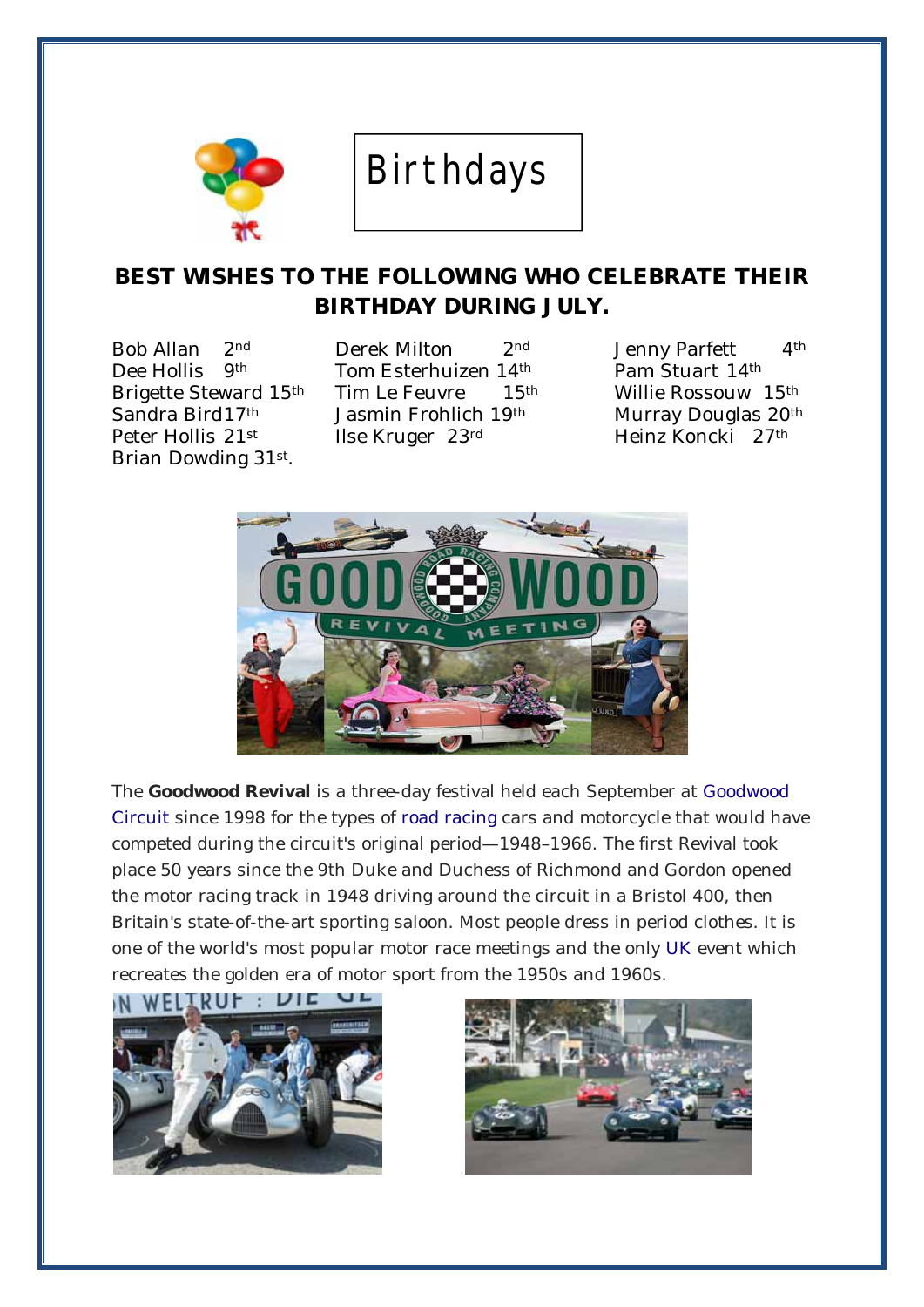# Birthdays

**BEST WISHES TO THE FOLLOWING WHO CELEBRATE THEIR BIRTHDAY DURING JULY.**

Bob Allan 2nd
Dee Hollis 9th
Brigette Steward 15th
Sandra Bird17th
Peter Hollis 21st
Brian Dowding 31st.

Derek Milton 2nd
Tom Esterhuizen 14th
Tim Le Feuvre 15th
Jasmin Frohlich 19th
Ilse Kruger 23rd

Jenny Parfett 4th
Pam Stuart 14th
Willie Rossouw 15th
Murray Douglas 20th
Heinz Koncki 27th

The **Goodwood Revival** is a three-day festival held each September at Goodwood Circuit since 1998 for the types of road racing cars and motorcycle that would have competed during the circuit's original period—1948–1966. The first Revival took place 50 years since the 9th Duke and Duchess of Richmond and Gordon opened the motor racing track in 1948 driving around the circuit in a Bristol 400, then Britain's state-of-the-art sporting saloon. Most people dress in period clothes. It is one of the world's most popular motor race meetings and the only UK event which recreates the golden era of motor sport from the 1950s and 1960s.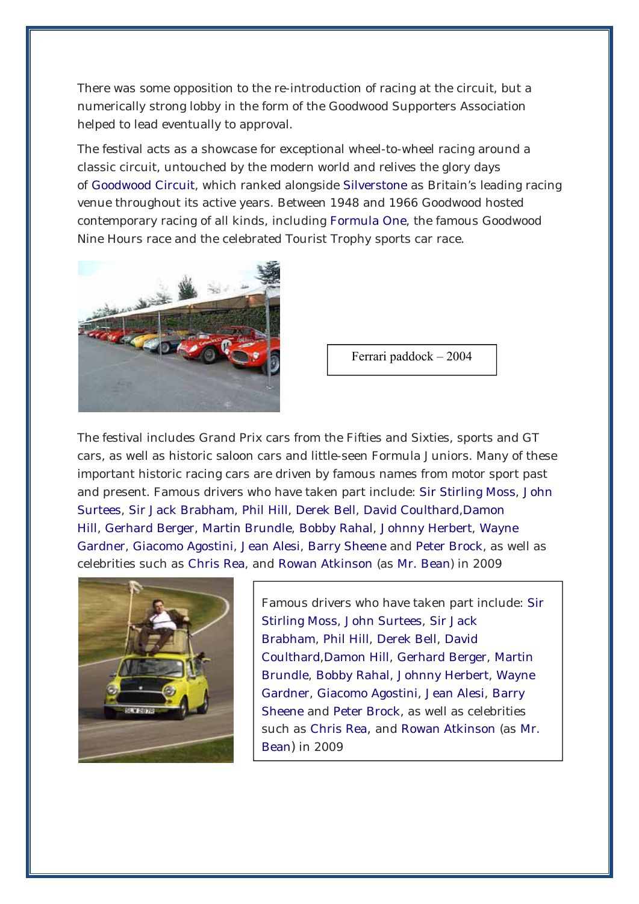There was some opposition to the re-introduction of racing at the circuit, but a numerically strong lobby in the form of the Goodwood Supporters Association helped to lead eventually to approval.

The festival acts as a showcase for exceptional wheel-to-wheel racing around a classic circuit, untouched by the modern world and relives the glory days of Goodwood Circuit, which ranked alongside Silverstone as Britain's leading racing venue throughout its active years. Between 1948 and 1966 Goodwood hosted contemporary racing of all kinds, including Formula One, the famous Goodwood Nine Hours race and the celebrated Tourist Trophy sports car race.

Ferrari paddock – 2004

The festival includes Grand Prix cars from the Fifties and Sixties, sports and GT cars, as well as historic saloon cars and little-seen Formula Juniors. Many of these important historic racing cars are driven by famous names from motor sport past and present. Famous drivers who have taken part include: Sir Stirling Moss, John Surtees, Sir Jack Brabham, Phil Hill, Derek Bell, David Coulthard,Damon Hill, Gerhard Berger, Martin Brundle, Bobby Rahal, Johnny Herbert, Wayne Gardner, Giacomo Agostini, Jean Alesi, Barry Sheene and Peter Brock, as well as celebrities such as Chris Rea, and Rowan Atkinson (as Mr. Bean) in 2009

Famous drivers who have taken part include: Sir Stirling Moss, John Surtees, Sir Jack Brabham, Phil Hill, Derek Bell, David Coulthard,Damon Hill, Gerhard Berger, Martin Brundle, Bobby Rahal, Johnny Herbert, Wayne Gardner, Giacomo Agostini, Jean Alesi, Barry Sheene and Peter Brock, as well as celebrities such as Chris Rea, and Rowan Atkinson (as Mr. Bean) in 2009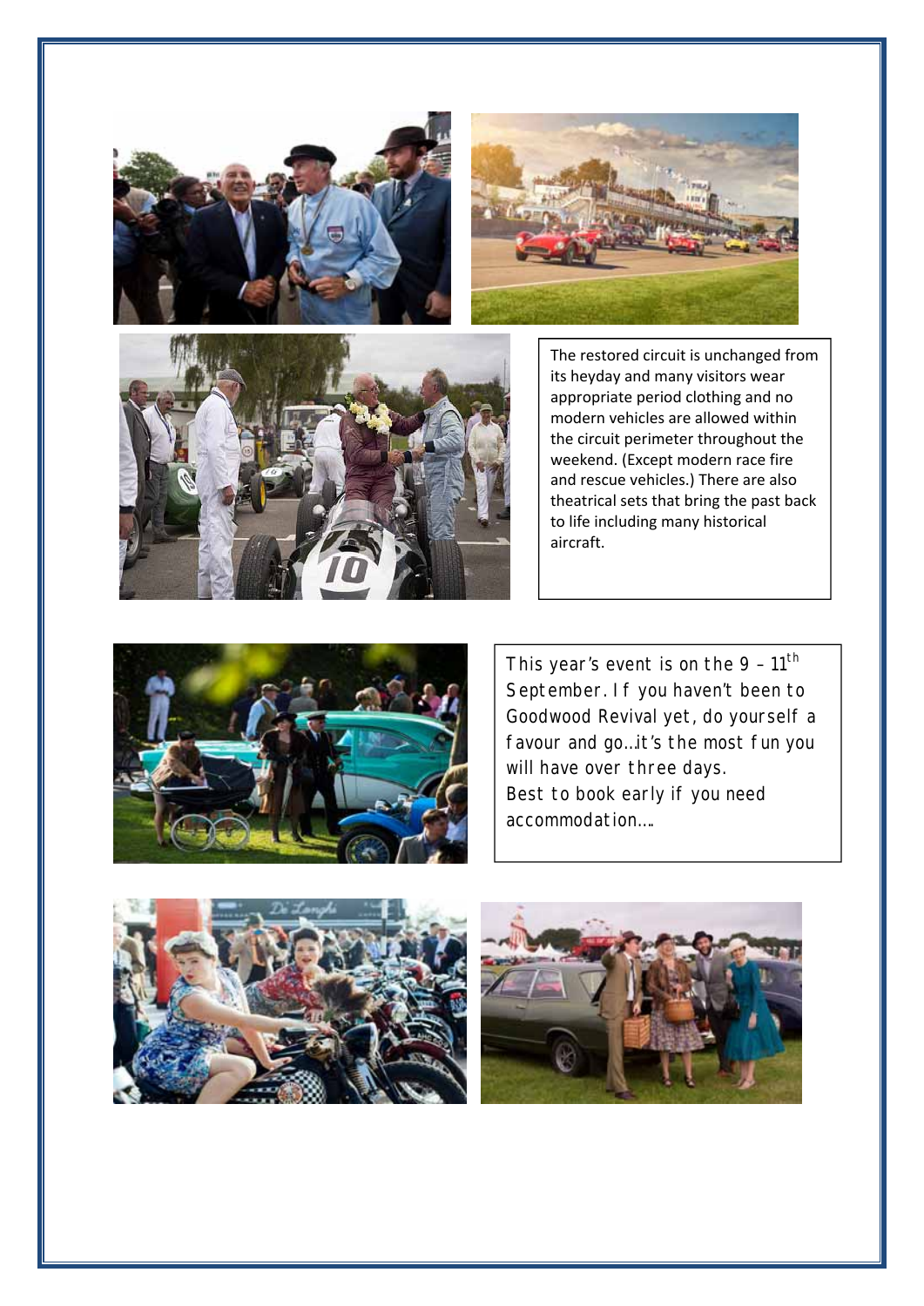The restored circuit is unchanged from its heyday and many visitors wear appropriate period clothing and no modern vehicles are allowed within the circuit perimeter throughout the weekend. (Except modern race fire and rescue vehicles.) There are also theatrical sets that bring the past back to life including many historical aircraft.

This year's event is on the 9 – 11th September. If you haven't been to Goodwood Revival yet, do yourself a favour and go…it's the most fun you will have over three days.
Best to book early if you need accommodation….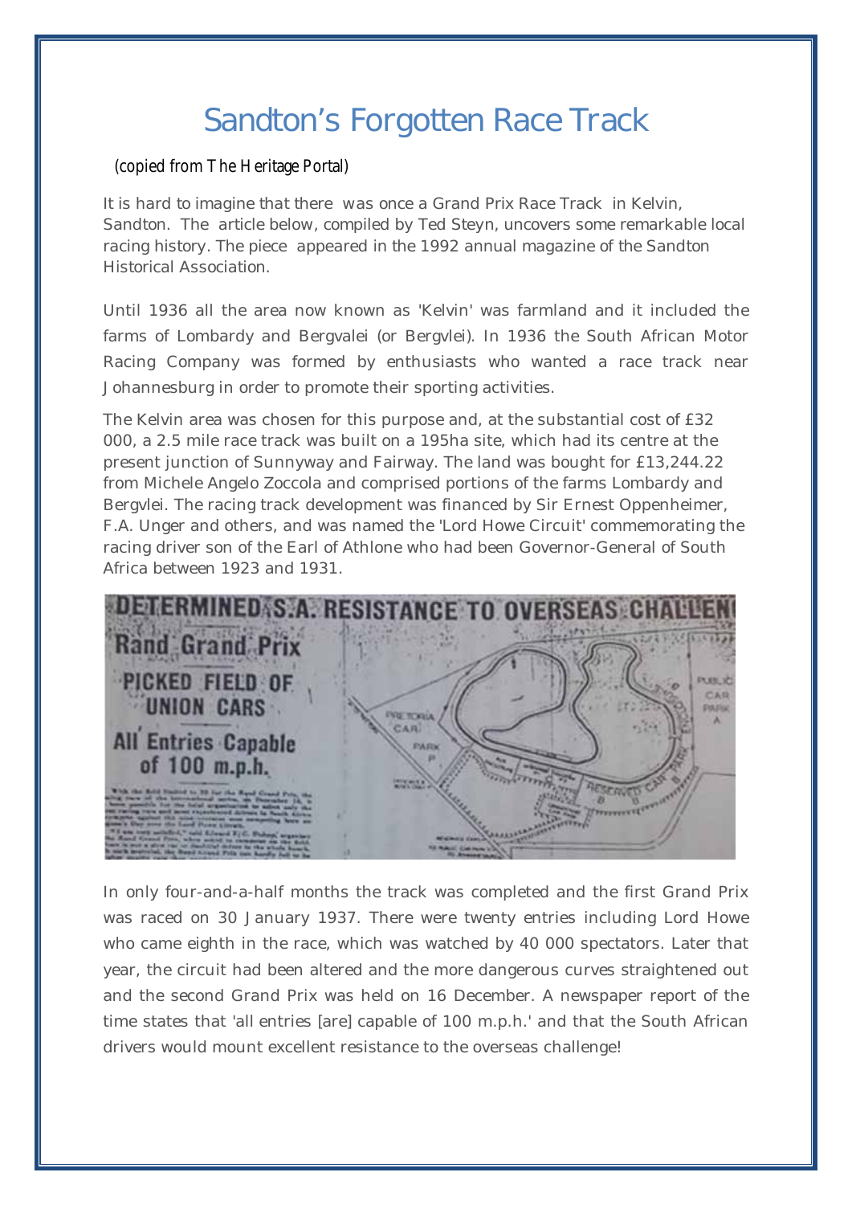# Sandton's Forgotten Race Track

(copied from The Heritage Portal)

It is hard to imagine that there was once a Grand Prix Race Track in Kelvin, Sandton. The article below, compiled by Ted Steyn, uncovers some remarkable local racing history. The piece appeared in the 1992 annual magazine of the Sandton Historical Association.

Until 1936 all the area now known as 'Kelvin' was farmland and it included the farms of Lombardy and Bergvalei (or Bergvlei). In 1936 the South African Motor Racing Company was formed by enthusiasts who wanted a race track near Johannesburg in order to promote their sporting activities.

The Kelvin area was chosen for this purpose and, at the substantial cost of £32 000, a 2.5 mile race track was built on a 195ha site, which had its centre at the present junction of Sunnyway and Fairway. The land was bought for £13,244.22 from Michele Angelo Zoccola and comprised portions of the farms Lombardy and Bergvlei. The racing track development was financed by Sir Ernest Oppenheimer, F.A. Unger and others, and was named the 'Lord Howe Circuit' commemorating the racing driver son of the Earl of Athlone who had been Governor-General of South Africa between 1923 and 1931.

In only four-and-a-half months the track was completed and the first Grand Prix was raced on 30 January 1937. There were twenty entries including Lord Howe who came eighth in the race, which was watched by 40 000 spectators. Later that year, the circuit had been altered and the more dangerous curves straightened out and the second Grand Prix was held on 16 December. A newspaper report of the time states that 'all entries [are] capable of 100 m.p.h.' and that the South African drivers would mount excellent resistance to the overseas challenge!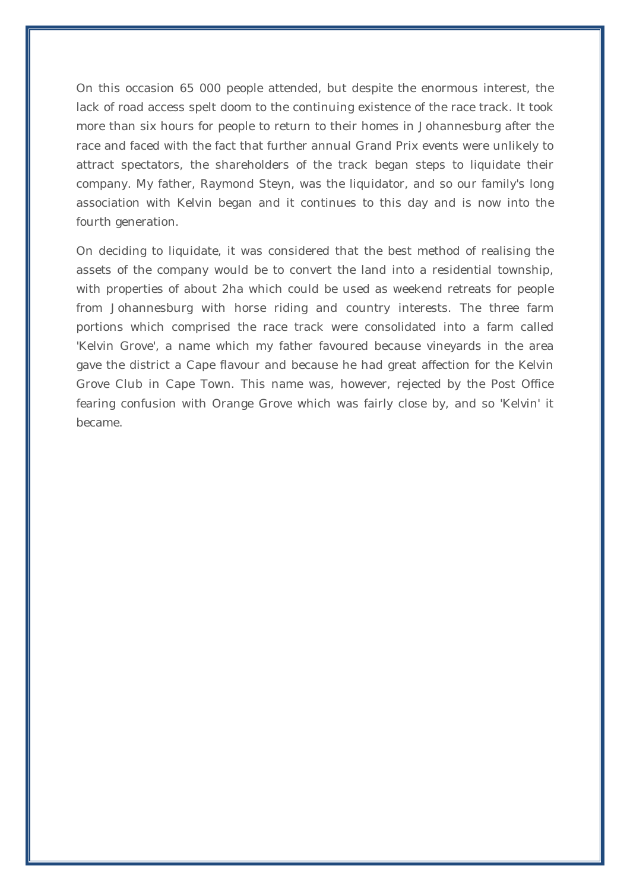On this occasion 65 000 people attended, but despite the enormous interest, the lack of road access spelt doom to the continuing existence of the race track. It took more than six hours for people to return to their homes in Johannesburg after the race and faced with the fact that further annual Grand Prix events were unlikely to attract spectators, the shareholders of the track began steps to liquidate their company. My father, Raymond Steyn, was the liquidator, and so our family's long association with Kelvin began and it continues to this day and is now into the fourth generation.

On deciding to liquidate, it was considered that the best method of realising the assets of the company would be to convert the land into a residential township, with properties of about 2ha which could be used as weekend retreats for people from Johannesburg with horse riding and country interests. The three farm portions which comprised the race track were consolidated into a farm called 'Kelvin Grove', a name which my father favoured because vineyards in the area gave the district a Cape flavour and because he had great affection for the Kelvin Grove Club in Cape Town. This name was, however, rejected by the Post Office fearing confusion with Orange Grove which was fairly close by, and so 'Kelvin' it became.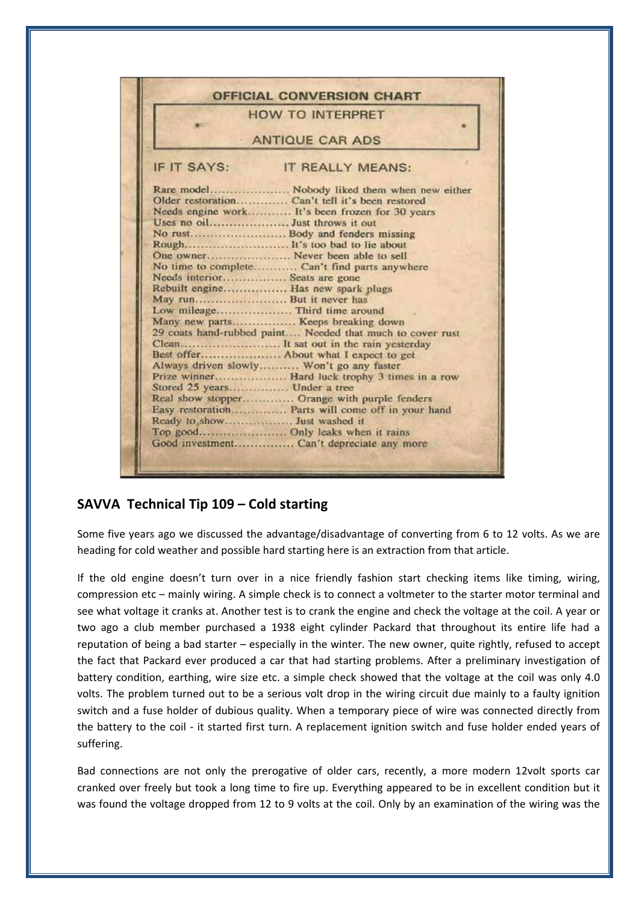## OFFICIAL CONVERSION CHART

### HOW TO INTERPRET ANTIQUE CAR ADS

| IF IT SAYS: | IT REALLY MEANS: |
| --- | --- |
| Rare model | Nobody liked them when new either |
| Older restoration | Can't tell it's been restored |
| Needs engine work | It's been frozen for 30 years |
| Uses no oil | Just throws it out |
| No rust | Body and fenders missing |
| Rough | It's too bad to lie about |
| One owner | Never been able to sell |
| No time to complete | Can't find parts anywhere |
| Needs interior | Seats are gone |
| Rebuilt engine | Has new spark plugs |
| May run | But it never has |
| Low mileage | Third time around |
| Many new parts | Keeps breaking down |
| 29 coats hand-rubbed paint | Needed that much to cover rust |
| Clean | It sat out in the rain yesterday |
| Best offer | About what I expect to get |
| Always driven slowly | Won't go any faster |
| Prize winner | Hard luck trophy 3 times in a row |
| Stored 25 years | Under a tree |
| Real show stopper | Orange with purple fenders |
| Easy restoration | Parts will come off in your hand |
| Ready to show | Just washed it |
| Top good | Only leaks when it rains |
| Good investment | Can't depreciate any more |

## SAVVA Technical Tip 109 – Cold starting

Some five years ago we discussed the advantage/disadvantage of converting from 6 to 12 volts. As we are heading for cold weather and possible hard starting here is an extraction from that article.

If the old engine doesn't turn over in a nice friendly fashion start checking items like timing, wiring, compression etc – mainly wiring. A simple check is to connect a voltmeter to the starter motor terminal and see what voltage it cranks at. Another test is to crank the engine and check the voltage at the coil. A year or two ago a club member purchased a 1938 eight cylinder Packard that throughout its entire life had a reputation of being a bad starter – especially in the winter. The new owner, quite rightly, refused to accept the fact that Packard ever produced a car that had starting problems. After a preliminary investigation of battery condition, earthing, wire size etc. a simple check showed that the voltage at the coil was only 4.0 volts. The problem turned out to be a serious volt drop in the wiring circuit due mainly to a faulty ignition switch and a fuse holder of dubious quality. When a temporary piece of wire was connected directly from the battery to the coil - it started first turn. A replacement ignition switch and fuse holder ended years of suffering.

Bad connections are not only the prerogative of older cars, recently, a more modern 12volt sports car cranked over freely but took a long time to fire up. Everything appeared to be in excellent condition but it was found the voltage dropped from 12 to 9 volts at the coil. Only by an examination of the wiring was the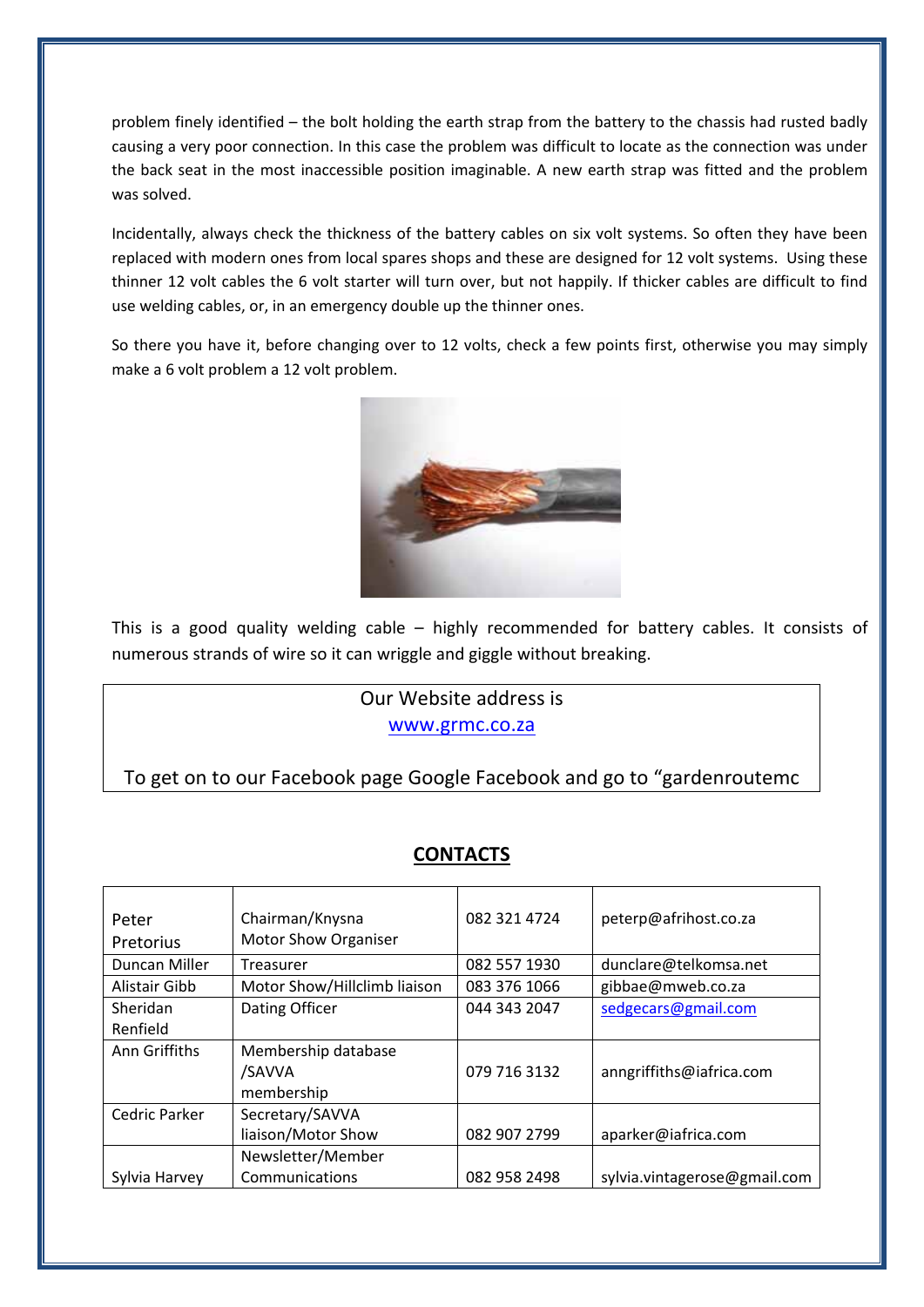problem finely identified – the bolt holding the earth strap from the battery to the chassis had rusted badly causing a very poor connection. In this case the problem was difficult to locate as the connection was under the back seat in the most inaccessible position imaginable. A new earth strap was fitted and the problem was solved.

Incidentally, always check the thickness of the battery cables on six volt systems. So often they have been replaced with modern ones from local spares shops and these are designed for 12 volt systems. Using these thinner 12 volt cables the 6 volt starter will turn over, but not happily. If thicker cables are difficult to find use welding cables, or, in an emergency double up the thinner ones.

So there you have it, before changing over to 12 volts, check a few points first, otherwise you may simply make a 6 volt problem a 12 volt problem.

This is a good quality welding cable – highly recommended for battery cables. It consists of numerous strands of wire so it can wriggle and giggle without breaking.

Our Website address is
www.grmc.co.za

To get on to our Facebook page Google Facebook and go to "gardenroutemc

## CONTACTS

| Name | Role | Phone | Email |
| --- | --- | --- | --- |
| Peter Pretorius | Chairman/Knysna Motor Show Organiser | 082 321 4724 | peterp@afrihost.co.za |
| Duncan Miller | Treasurer | 082 557 1930 | dunclare@telkomsa.net |
| Alistair Gibb | Motor Show/Hillclimb liaison | 083 376 1066 | gibbae@mweb.co.za |
| Sheridan Renfield | Dating Officer | 044 343 2047 | sedgecars@gmail.com |
| Ann Griffiths | Membership database /SAVVA membership | 079 716 3132 | anngriffiths@iafrica.com |
| Cedric Parker | Secretary/SAVVA liaison/Motor Show | 082 907 2799 | aparker@iafrica.com |
| Sylvia Harvey | Newsletter/Member Communications | 082 958 2498 | sylvia.vintagerose@gmail.com |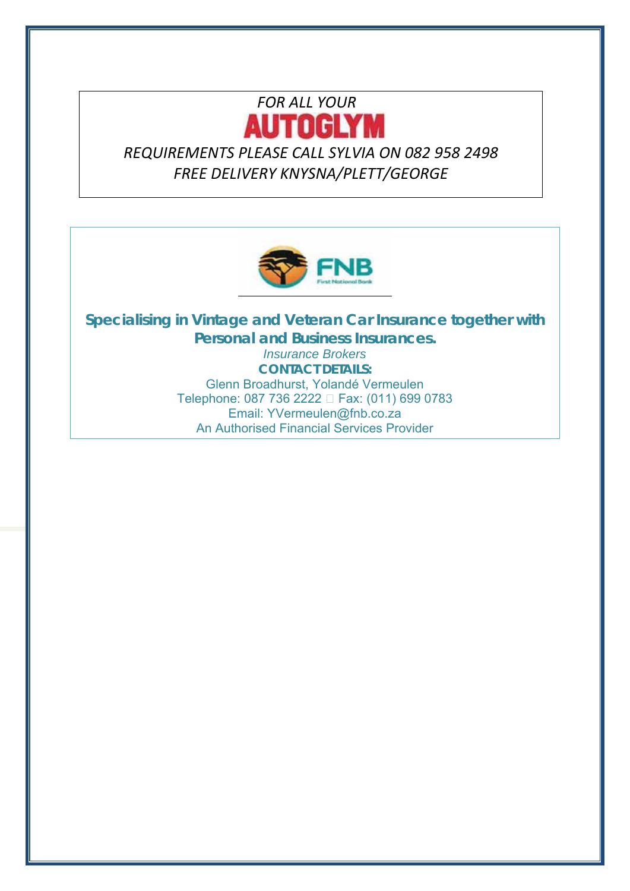*FOR ALL YOUR*

**AUTOGLYM**

*REQUIREMENTS PLEASE CALL SYLVIA ON 082 958 2498*

*FREE DELIVERY KNYSNA/PLETT/GEORGE*

FNB

First National Bank

**Specialising in Vintage and Veteran Car Insurance together with Personal and Business Insurances.**

*Insurance Brokers*

**CONTACT DETAILS:**

Glenn Broadhurst, Yolandé Vermeulen

Telephone: 087 736 2222  Fax: (011) 699 0783

Email: YVermeulen@fnb.co.za

An Authorised Financial Services Provider